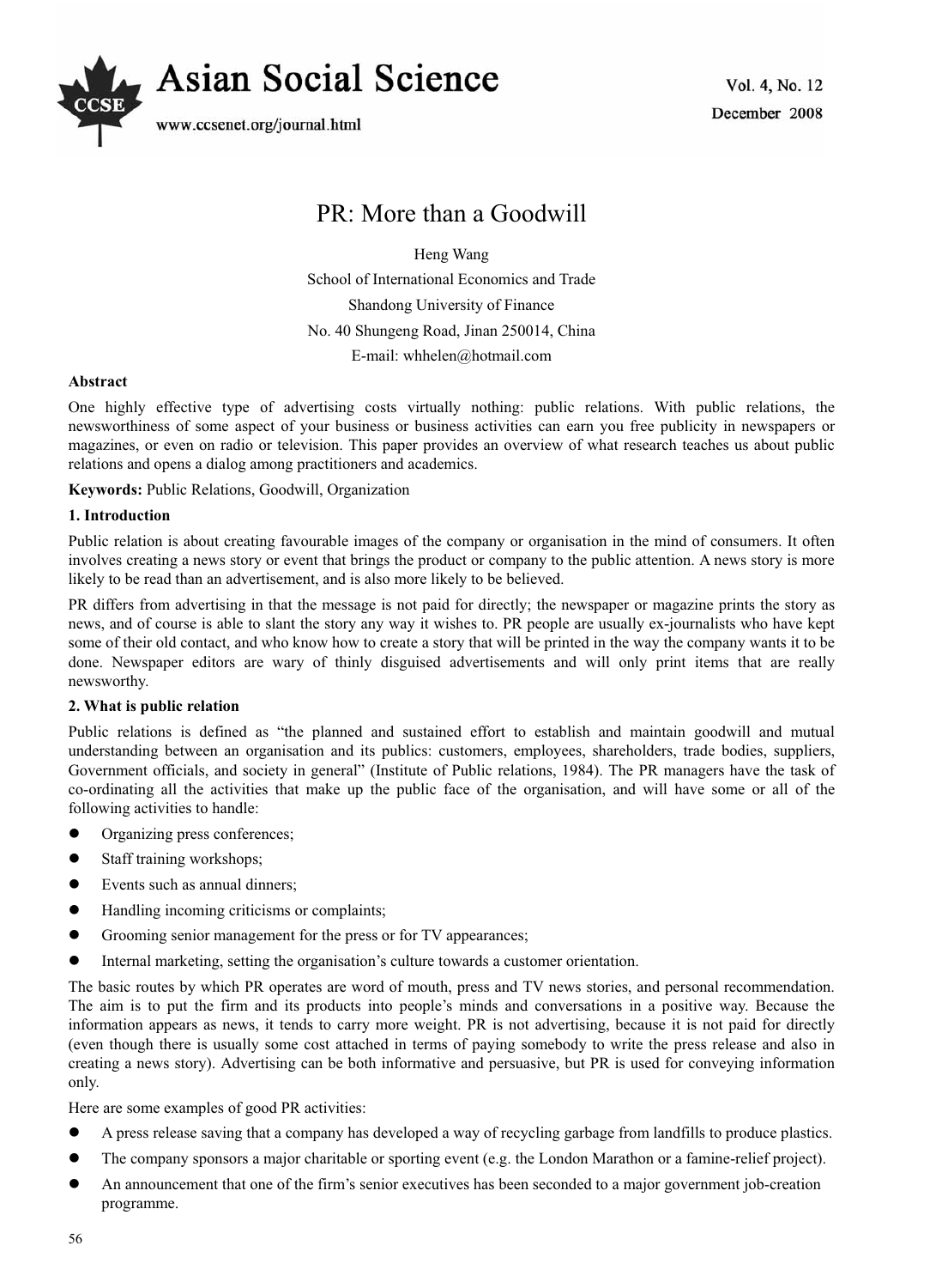# PR: More than a Goodwill

Heng Wang

School of International Economics and Trade

Shandong University of Finance

No. 40 Shungeng Road, Jinan 250014, China

E-mail: whhelen@hotmail.com

**Abstract**

One highly effective type of advertising costs virtually nothing: public relations. With public relations, the newsworthiness of some aspect of your business or business activities can earn you free publicity in newspapers or magazines, or even on radio or television. This paper provides an overview of what research teaches us about public relations and opens a dialog among practitioners and academics.

**Keywords:** Public Relations, Goodwill, Organization

## 1. Introduction

Public relation is about creating favourable images of the company or organisation in the mind of consumers. It often involves creating a news story or event that brings the product or company to the public attention. A news story is more likely to be read than an advertisement, and is also more likely to be believed.

PR differs from advertising in that the message is not paid for directly; the newspaper or magazine prints the story as news, and of course is able to slant the story any way it wishes to. PR people are usually ex-journalists who have kept some of their old contact, and who know how to create a story that will be printed in the way the company wants it to be done. Newspaper editors are wary of thinly disguised advertisements and will only print items that are really newsworthy.

## 2. What is public relation

Public relations is defined as "the planned and sustained effort to establish and maintain goodwill and mutual understanding between an organisation and its publics: customers, employees, shareholders, trade bodies, suppliers, Government officials, and society in general" (Institute of Public relations, 1984). The PR managers have the task of co-ordinating all the activities that make up the public face of the organisation, and will have some or all of the following activities to handle:

- Organizing press conferences;
- Staff training workshops;
- Events such as annual dinners;
- Handling incoming criticisms or complaints;
- Grooming senior management for the press or for TV appearances;
- Internal marketing, setting the organisation's culture towards a customer orientation.

The basic routes by which PR operates are word of mouth, press and TV news stories, and personal recommendation. The aim is to put the firm and its products into people's minds and conversations in a positive way. Because the information appears as news, it tends to carry more weight. PR is not advertising, because it is not paid for directly (even though there is usually some cost attached in terms of paying somebody to write the press release and also in creating a news story). Advertising can be both informative and persuasive, but PR is used for conveying information only.

Here are some examples of good PR activities:

- A press release saving that a company has developed a way of recycling garbage from landfills to produce plastics.
- The company sponsors a major charitable or sporting event (e.g. the London Marathon or a famine-relief project).
- An announcement that one of the firm's senior executives has been seconded to a major government job-creation programme.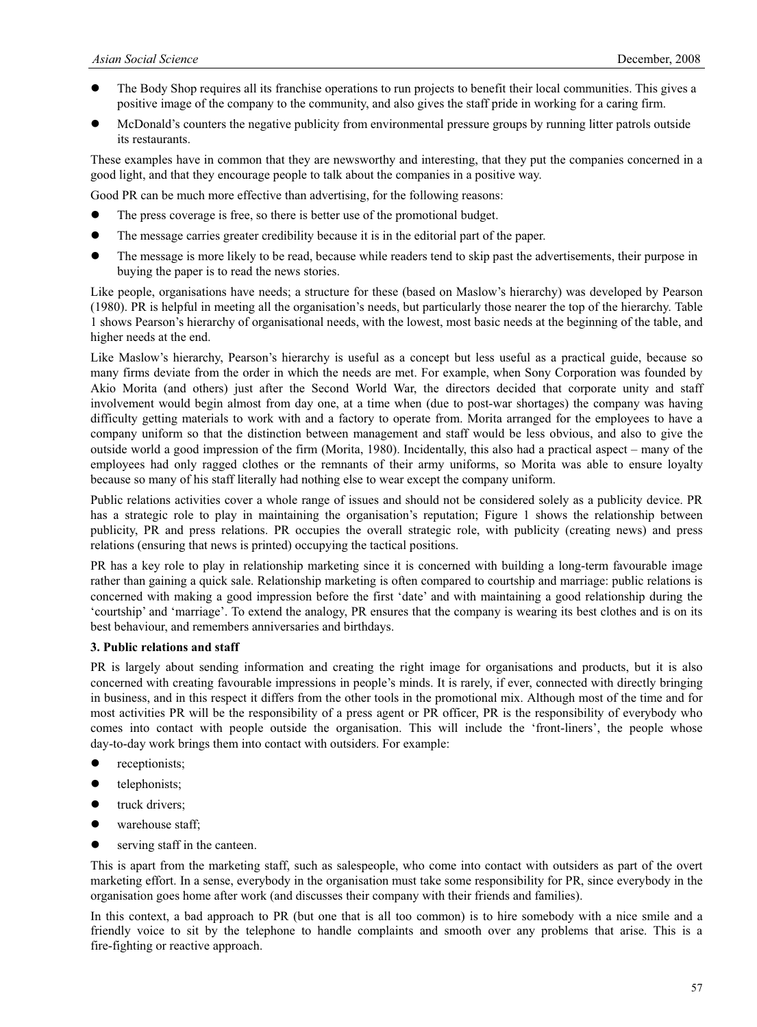- The Body Shop requires all its franchise operations to run projects to benefit their local communities. This gives a positive image of the company to the community, and also gives the staff pride in working for a caring firm.
- McDonald's counters the negative publicity from environmental pressure groups by running litter patrols outside its restaurants.

These examples have in common that they are newsworthy and interesting, that they put the companies concerned in a good light, and that they encourage people to talk about the companies in a positive way.

Good PR can be much more effective than advertising, for the following reasons:

- The press coverage is free, so there is better use of the promotional budget.
- The message carries greater credibility because it is in the editorial part of the paper.
- The message is more likely to be read, because while readers tend to skip past the advertisements, their purpose in buying the paper is to read the news stories.

Like people, organisations have needs; a structure for these (based on Maslow's hierarchy) was developed by Pearson (1980). PR is helpful in meeting all the organisation's needs, but particularly those nearer the top of the hierarchy. Table 1 shows Pearson's hierarchy of organisational needs, with the lowest, most basic needs at the beginning of the table, and higher needs at the end.

Like Maslow's hierarchy, Pearson's hierarchy is useful as a concept but less useful as a practical guide, because so many firms deviate from the order in which the needs are met. For example, when Sony Corporation was founded by Akio Morita (and others) just after the Second World War, the directors decided that corporate unity and staff involvement would begin almost from day one, at a time when (due to post-war shortages) the company was having difficulty getting materials to work with and a factory to operate from. Morita arranged for the employees to have a company uniform so that the distinction between management and staff would be less obvious, and also to give the outside world a good impression of the firm (Morita, 1980). Incidentally, this also had a practical aspect – many of the employees had only ragged clothes or the remnants of their army uniforms, so Morita was able to ensure loyalty because so many of his staff literally had nothing else to wear except the company uniform.

Public relations activities cover a whole range of issues and should not be considered solely as a publicity device. PR has a strategic role to play in maintaining the organisation's reputation; Figure 1 shows the relationship between publicity, PR and press relations. PR occupies the overall strategic role, with publicity (creating news) and press relations (ensuring that news is printed) occupying the tactical positions.

PR has a key role to play in relationship marketing since it is concerned with building a long-term favourable image rather than gaining a quick sale. Relationship marketing is often compared to courtship and marriage: public relations is concerned with making a good impression before the first 'date' and with maintaining a good relationship during the 'courtship' and 'marriage'. To extend the analogy, PR ensures that the company is wearing its best clothes and is on its best behaviour, and remembers anniversaries and birthdays.

### 3. Public relations and staff

PR is largely about sending information and creating the right image for organisations and products, but it is also concerned with creating favourable impressions in people's minds. It is rarely, if ever, connected with directly bringing in business, and in this respect it differs from the other tools in the promotional mix. Although most of the time and for most activities PR will be the responsibility of a press agent or PR officer, PR is the responsibility of everybody who comes into contact with people outside the organisation. This will include the 'front-liners', the people whose day-to-day work brings them into contact with outsiders. For example:

- receptionists;
- telephonists;
- truck drivers;
- warehouse staff;
- serving staff in the canteen.

This is apart from the marketing staff, such as salespeople, who come into contact with outsiders as part of the overt marketing effort. In a sense, everybody in the organisation must take some responsibility for PR, since everybody in the organisation goes home after work (and discusses their company with their friends and families).

In this context, a bad approach to PR (but one that is all too common) is to hire somebody with a nice smile and a friendly voice to sit by the telephone to handle complaints and smooth over any problems that arise. This is a fire-fighting or reactive approach.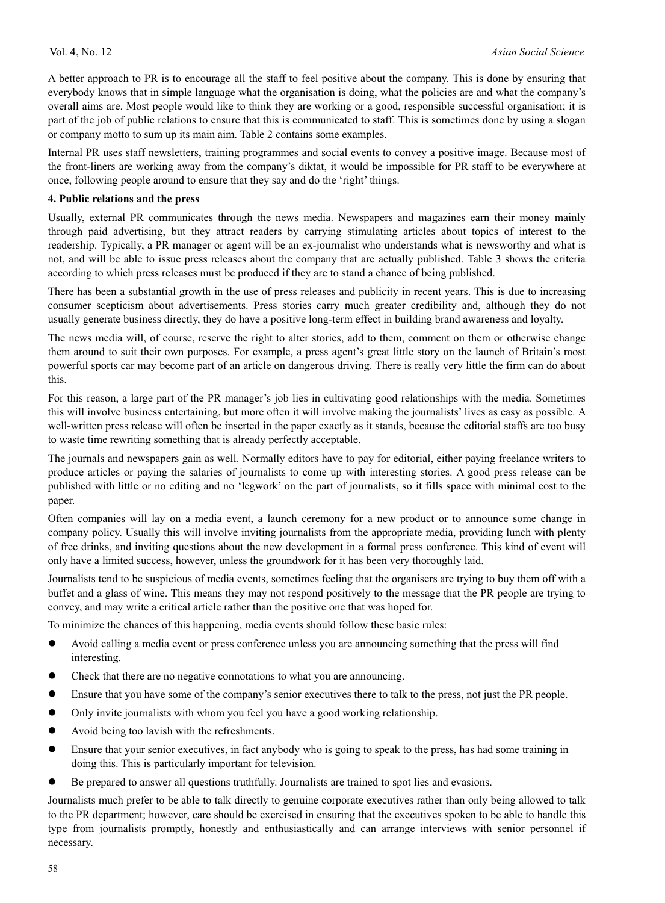A better approach to PR is to encourage all the staff to feel positive about the company. This is done by ensuring that everybody knows that in simple language what the organisation is doing, what the policies are and what the company's overall aims are. Most people would like to think they are working or a good, responsible successful organisation; it is part of the job of public relations to ensure that this is communicated to staff. This is sometimes done by using a slogan or company motto to sum up its main aim. Table 2 contains some examples.

Internal PR uses staff newsletters, training programmes and social events to convey a positive image. Because most of the front-liners are working away from the company's diktat, it would be impossible for PR staff to be everywhere at once, following people around to ensure that they say and do the 'right' things.

**4. Public relations and the press**

Usually, external PR communicates through the news media. Newspapers and magazines earn their money mainly through paid advertising, but they attract readers by carrying stimulating articles about topics of interest to the readership. Typically, a PR manager or agent will be an ex-journalist who understands what is newsworthy and what is not, and will be able to issue press releases about the company that are actually published. Table 3 shows the criteria according to which press releases must be produced if they are to stand a chance of being published.

There has been a substantial growth in the use of press releases and publicity in recent years. This is due to increasing consumer scepticism about advertisements. Press stories carry much greater credibility and, although they do not usually generate business directly, they do have a positive long-term effect in building brand awareness and loyalty.

The news media will, of course, reserve the right to alter stories, add to them, comment on them or otherwise change them around to suit their own purposes. For example, a press agent's great little story on the launch of Britain's most powerful sports car may become part of an article on dangerous driving. There is really very little the firm can do about this.

For this reason, a large part of the PR manager's job lies in cultivating good relationships with the media. Sometimes this will involve business entertaining, but more often it will involve making the journalists' lives as easy as possible. A well-written press release will often be inserted in the paper exactly as it stands, because the editorial staffs are too busy to waste time rewriting something that is already perfectly acceptable.

The journals and newspapers gain as well. Normally editors have to pay for editorial, either paying freelance writers to produce articles or paying the salaries of journalists to come up with interesting stories. A good press release can be published with little or no editing and no 'legwork' on the part of journalists, so it fills space with minimal cost to the paper.

Often companies will lay on a media event, a launch ceremony for a new product or to announce some change in company policy. Usually this will involve inviting journalists from the appropriate media, providing lunch with plenty of free drinks, and inviting questions about the new development in a formal press conference. This kind of event will only have a limited success, however, unless the groundwork for it has been very thoroughly laid.

Journalists tend to be suspicious of media events, sometimes feeling that the organisers are trying to buy them off with a buffet and a glass of wine. This means they may not respond positively to the message that the PR people are trying to convey, and may write a critical article rather than the positive one that was hoped for.

To minimize the chances of this happening, media events should follow these basic rules:

- Avoid calling a media event or press conference unless you are announcing something that the press will find interesting.
- Check that there are no negative connotations to what you are announcing.
- Ensure that you have some of the company's senior executives there to talk to the press, not just the PR people.
- Only invite journalists with whom you feel you have a good working relationship.
- Avoid being too lavish with the refreshments.
- Ensure that your senior executives, in fact anybody who is going to speak to the press, has had some training in doing this. This is particularly important for television.
- Be prepared to answer all questions truthfully. Journalists are trained to spot lies and evasions.

Journalists much prefer to be able to talk directly to genuine corporate executives rather than only being allowed to talk to the PR department; however, care should be exercised in ensuring that the executives spoken to be able to handle this type from journalists promptly, honestly and enthusiastically and can arrange interviews with senior personnel if necessary.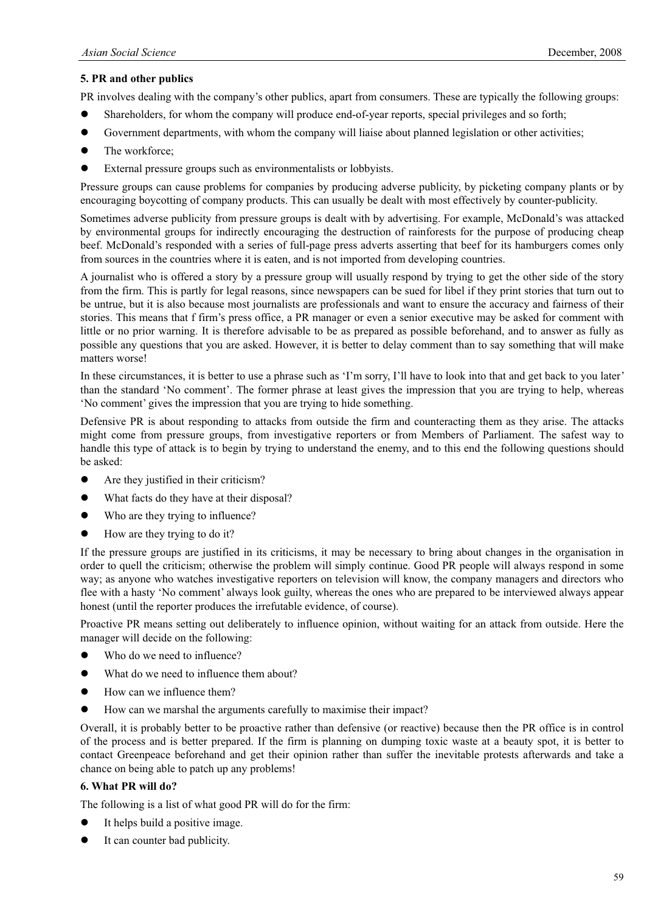**5. PR and other publics**

PR involves dealing with the company's other publics, apart from consumers. These are typically the following groups:

- Shareholders, for whom the company will produce end-of-year reports, special privileges and so forth;
- Government departments, with whom the company will liaise about planned legislation or other activities;
- The workforce;
- External pressure groups such as environmentalists or lobbyists.

Pressure groups can cause problems for companies by producing adverse publicity, by picketing company plants or by encouraging boycotting of company products. This can usually be dealt with most effectively by counter-publicity.

Sometimes adverse publicity from pressure groups is dealt with by advertising. For example, McDonald's was attacked by environmental groups for indirectly encouraging the destruction of rainforests for the purpose of producing cheap beef. McDonald's responded with a series of full-page press adverts asserting that beef for its hamburgers comes only from sources in the countries where it is eaten, and is not imported from developing countries.

A journalist who is offered a story by a pressure group will usually respond by trying to get the other side of the story from the firm. This is partly for legal reasons, since newspapers can be sued for libel if they print stories that turn out to be untrue, but it is also because most journalists are professionals and want to ensure the accuracy and fairness of their stories. This means that f firm's press office, a PR manager or even a senior executive may be asked for comment with little or no prior warning. It is therefore advisable to be as prepared as possible beforehand, and to answer as fully as possible any questions that you are asked. However, it is better to delay comment than to say something that will make matters worse!

In these circumstances, it is better to use a phrase such as 'I'm sorry, I'll have to look into that and get back to you later' than the standard 'No comment'. The former phrase at least gives the impression that you are trying to help, whereas 'No comment' gives the impression that you are trying to hide something.

Defensive PR is about responding to attacks from outside the firm and counteracting them as they arise. The attacks might come from pressure groups, from investigative reporters or from Members of Parliament. The safest way to handle this type of attack is to begin by trying to understand the enemy, and to this end the following questions should be asked:

- Are they justified in their criticism?
- What facts do they have at their disposal?
- Who are they trying to influence?
- How are they trying to do it?

If the pressure groups are justified in its criticisms, it may be necessary to bring about changes in the organisation in order to quell the criticism; otherwise the problem will simply continue. Good PR people will always respond in some way; as anyone who watches investigative reporters on television will know, the company managers and directors who flee with a hasty 'No comment' always look guilty, whereas the ones who are prepared to be interviewed always appear honest (until the reporter produces the irrefutable evidence, of course).

Proactive PR means setting out deliberately to influence opinion, without waiting for an attack from outside. Here the manager will decide on the following:

- Who do we need to influence?
- What do we need to influence them about?
- How can we influence them?
- How can we marshal the arguments carefully to maximise their impact?

Overall, it is probably better to be proactive rather than defensive (or reactive) because then the PR office is in control of the process and is better prepared. If the firm is planning on dumping toxic waste at a beauty spot, it is better to contact Greenpeace beforehand and get their opinion rather than suffer the inevitable protests afterwards and take a chance on being able to patch up any problems!

**6. What PR will do?**

The following is a list of what good PR will do for the firm:

- It helps build a positive image.
- It can counter bad publicity.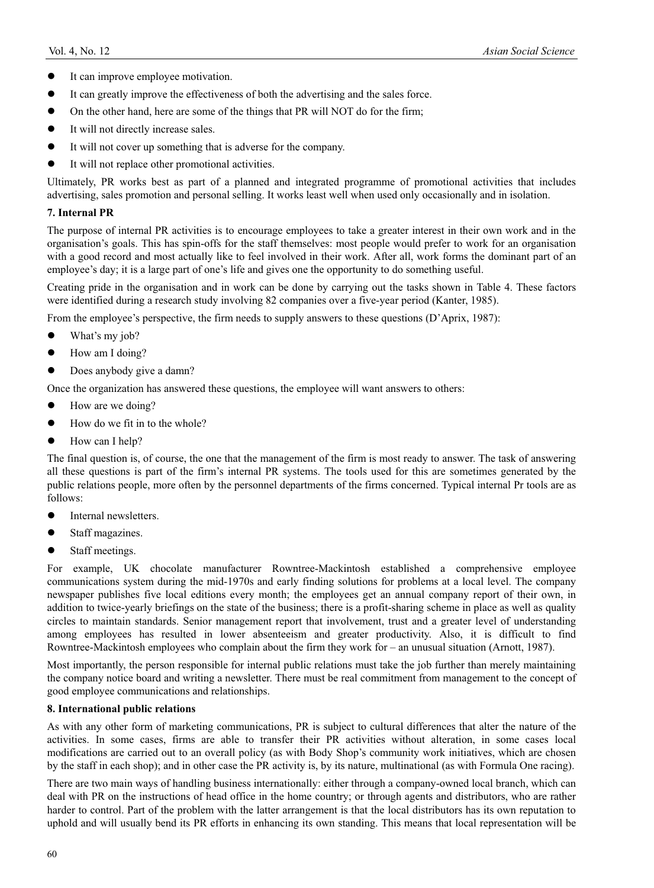- It can improve employee motivation.
- It can greatly improve the effectiveness of both the advertising and the sales force.
- On the other hand, here are some of the things that PR will NOT do for the firm;
- It will not directly increase sales.
- It will not cover up something that is adverse for the company.
- It will not replace other promotional activities.

Ultimately, PR works best as part of a planned and integrated programme of promotional activities that includes advertising, sales promotion and personal selling. It works least well when used only occasionally and in isolation.

## 7. Internal PR

The purpose of internal PR activities is to encourage employees to take a greater interest in their own work and in the organisation's goals. This has spin-offs for the staff themselves: most people would prefer to work for an organisation with a good record and most actually like to feel involved in their work. After all, work forms the dominant part of an employee's day; it is a large part of one's life and gives one the opportunity to do something useful.

Creating pride in the organisation and in work can be done by carrying out the tasks shown in Table 4. These factors were identified during a research study involving 82 companies over a five-year period (Kanter, 1985).

From the employee's perspective, the firm needs to supply answers to these questions (D'Aprix, 1987):

- What's my job?
- How am I doing?
- Does anybody give a damn?

Once the organization has answered these questions, the employee will want answers to others:

- How are we doing?
- How do we fit in to the whole?
- How can I help?

The final question is, of course, the one that the management of the firm is most ready to answer. The task of answering all these questions is part of the firm's internal PR systems. The tools used for this are sometimes generated by the public relations people, more often by the personnel departments of the firms concerned. Typical internal Pr tools are as follows:

- Internal newsletters.
- Staff magazines.
- Staff meetings.

For example, UK chocolate manufacturer Rowntree-Mackintosh established a comprehensive employee communications system during the mid-1970s and early finding solutions for problems at a local level. The company newspaper publishes five local editions every month; the employees get an annual company report of their own, in addition to twice-yearly briefings on the state of the business; there is a profit-sharing scheme in place as well as quality circles to maintain standards. Senior management report that involvement, trust and a greater level of understanding among employees has resulted in lower absenteeism and greater productivity. Also, it is difficult to find Rowntree-Mackintosh employees who complain about the firm they work for – an unusual situation (Arnott, 1987).

Most importantly, the person responsible for internal public relations must take the job further than merely maintaining the company notice board and writing a newsletter. There must be real commitment from management to the concept of good employee communications and relationships.

## 8. International public relations

As with any other form of marketing communications, PR is subject to cultural differences that alter the nature of the activities. In some cases, firms are able to transfer their PR activities without alteration, in some cases local modifications are carried out to an overall policy (as with Body Shop's community work initiatives, which are chosen by the staff in each shop); and in other case the PR activity is, by its nature, multinational (as with Formula One racing).

There are two main ways of handling business internationally: either through a company-owned local branch, which can deal with PR on the instructions of head office in the home country; or through agents and distributors, who are rather harder to control. Part of the problem with the latter arrangement is that the local distributors has its own reputation to uphold and will usually bend its PR efforts in enhancing its own standing. This means that local representation will be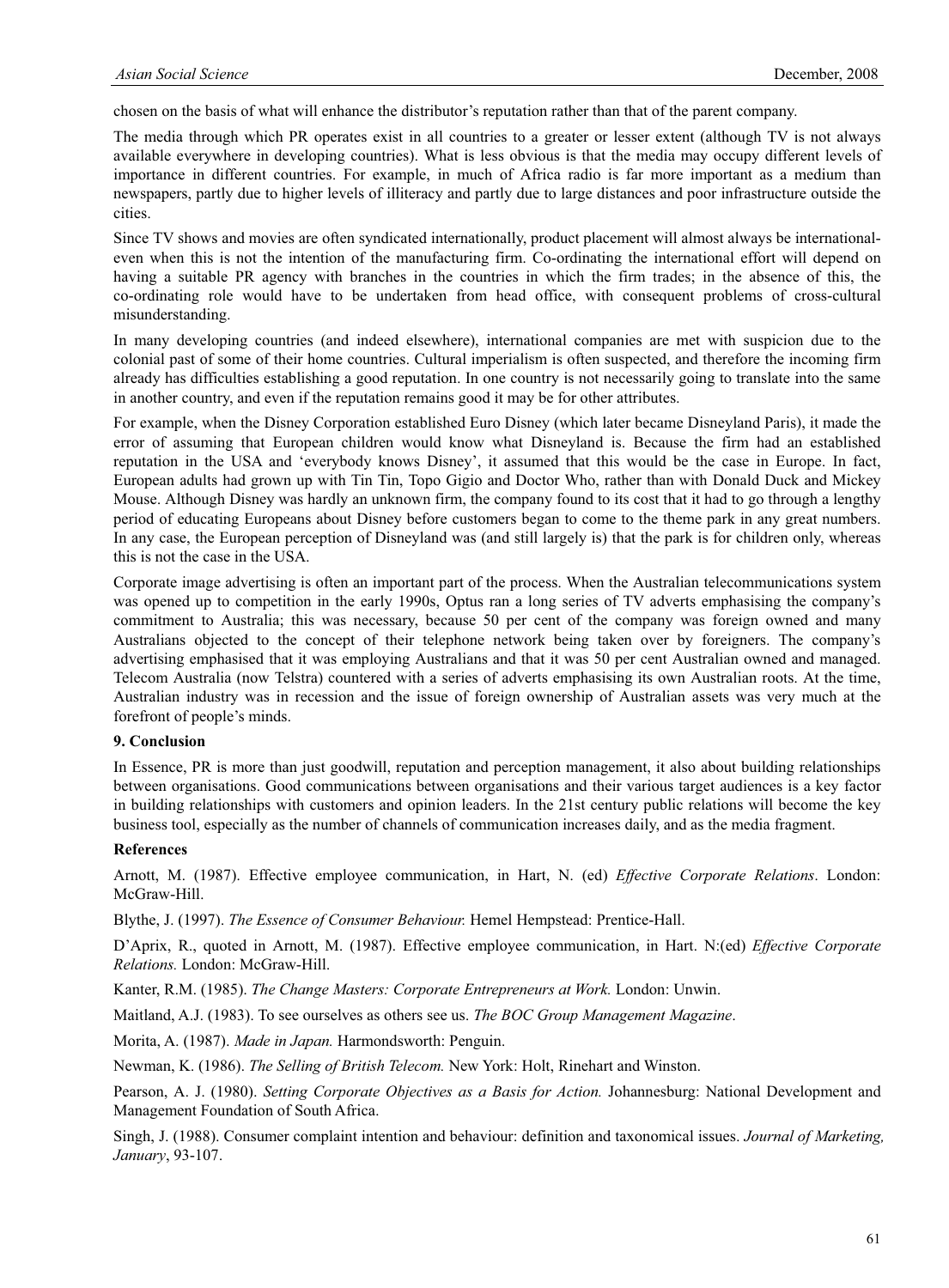chosen on the basis of what will enhance the distributor's reputation rather than that of the parent company.

The media through which PR operates exist in all countries to a greater or lesser extent (although TV is not always available everywhere in developing countries). What is less obvious is that the media may occupy different levels of importance in different countries. For example, in much of Africa radio is far more important as a medium than newspapers, partly due to higher levels of illiteracy and partly due to large distances and poor infrastructure outside the cities.

Since TV shows and movies are often syndicated internationally, product placement will almost always be international- even when this is not the intention of the manufacturing firm. Co-ordinating the international effort will depend on having a suitable PR agency with branches in the countries in which the firm trades; in the absence of this, the co-ordinating role would have to be undertaken from head office, with consequent problems of cross-cultural misunderstanding.

In many developing countries (and indeed elsewhere), international companies are met with suspicion due to the colonial past of some of their home countries. Cultural imperialism is often suspected, and therefore the incoming firm already has difficulties establishing a good reputation. In one country is not necessarily going to translate into the same in another country, and even if the reputation remains good it may be for other attributes.

For example, when the Disney Corporation established Euro Disney (which later became Disneyland Paris), it made the error of assuming that European children would know what Disneyland is. Because the firm had an established reputation in the USA and 'everybody knows Disney', it assumed that this would be the case in Europe. In fact, European adults had grown up with Tin Tin, Topo Gigio and Doctor Who, rather than with Donald Duck and Mickey Mouse. Although Disney was hardly an unknown firm, the company found to its cost that it had to go through a lengthy period of educating Europeans about Disney before customers began to come to the theme park in any great numbers. In any case, the European perception of Disneyland was (and still largely is) that the park is for children only, whereas this is not the case in the USA.

Corporate image advertising is often an important part of the process. When the Australian telecommunications system was opened up to competition in the early 1990s, Optus ran a long series of TV adverts emphasising the company's commitment to Australia; this was necessary, because 50 per cent of the company was foreign owned and many Australians objected to the concept of their telephone network being taken over by foreigners. The company's advertising emphasised that it was employing Australians and that it was 50 per cent Australian owned and managed. Telecom Australia (now Telstra) countered with a series of adverts emphasising its own Australian roots. At the time, Australian industry was in recession and the issue of foreign ownership of Australian assets was very much at the forefront of people's minds.

## 9. Conclusion

In Essence, PR is more than just goodwill, reputation and perception management, it also about building relationships between organisations. Good communications between organisations and their various target audiences is a key factor in building relationships with customers and opinion leaders. In the 21st century public relations will become the key business tool, especially as the number of channels of communication increases daily, and as the media fragment.

## References

Arnott, M. (1987). Effective employee communication, in Hart, N. (ed) *Effective Corporate Relations*. London: McGraw-Hill.

Blythe, J. (1997). *The Essence of Consumer Behaviour.* Hemel Hempstead: Prentice-Hall.

D'Aprix, R., quoted in Arnott, M. (1987). Effective employee communication, in Hart. N:(ed) *Effective Corporate Relations.* London: McGraw-Hill.

Kanter, R.M. (1985). *The Change Masters: Corporate Entrepreneurs at Work.* London: Unwin.

Maitland, A.J. (1983). To see ourselves as others see us. *The BOC Group Management Magazine*.

Morita, A. (1987). *Made in Japan.* Harmondsworth: Penguin.

Newman, K. (1986). *The Selling of British Telecom.* New York: Holt, Rinehart and Winston.

Pearson, A. J. (1980). *Setting Corporate Objectives as a Basis for Action.* Johannesburg: National Development and Management Foundation of South Africa.

Singh, J. (1988). Consumer complaint intention and behaviour: definition and taxonomical issues. *Journal of Marketing, January*, 93-107.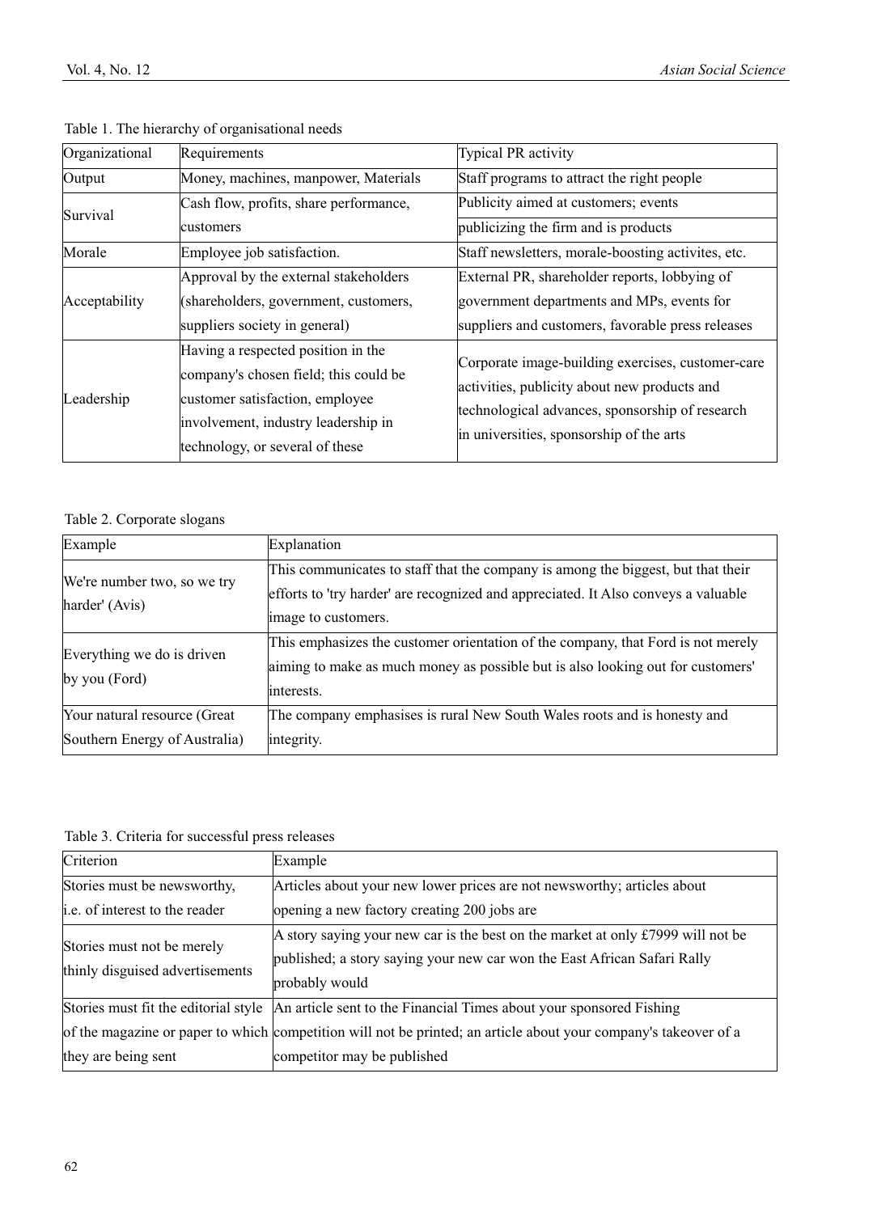Table 1. The hierarchy of organisational needs

| Organizational | Requirements | Typical PR activity |
|---|---|---|
| Output | Money, machines, manpower, Materials | Staff programs to attract the right people |
| Survival | Cash flow, profits, share performance, customers | Publicity aimed at customers; events publicizing the firm and is products |
| Morale | Employee job satisfaction. | Staff newsletters, morale-boosting activites, etc. |
| Acceptability | Approval by the external stakeholders (shareholders, government, customers, suppliers society in general) | External PR, shareholder reports, lobbying of government departments and MPs, events for suppliers and customers, favorable press releases |
| Leadership | Having a respected position in the company's chosen field; this could be customer satisfaction, employee involvement, industry leadership in technology, or several of these | Corporate image-building exercises, customer-care activities, publicity about new products and technological advances, sponsorship of research in universities, sponsorship of the arts |

Table 2. Corporate slogans

| Example | Explanation |
|---|---|
| We're number two, so we try harder' (Avis) | This communicates to staff that the company is among the biggest, but that their efforts to 'try harder' are recognized and appreciated. It Also conveys a valuable image to customers. |
| Everything we do is driven by you (Ford) | This emphasizes the customer orientation of the company, that Ford is not merely aiming to make as much money as possible but is also looking out for customers' interests. |
| Your natural resource (Great Southern Energy of Australia) | The company emphasises is rural New South Wales roots and is honesty and integrity. |

Table 3. Criteria for successful press releases

| Criterion | Example |
|---|---|
| Stories must be newsworthy, i.e. of interest to the reader | Articles about your new lower prices are not newsworthy; articles about opening a new factory creating 200 jobs are |
| Stories must not be merely thinly disguised advertisements | A story saying your new car is the best on the market at only £7999 will not be published; a story saying your new car won the East African Safari Rally probably would |
| Stories must fit the editorial style of the magazine or paper to which they are being sent | An article sent to the Financial Times about your sponsored Fishing competition will not be printed; an article about your company's takeover of a competitor may be published |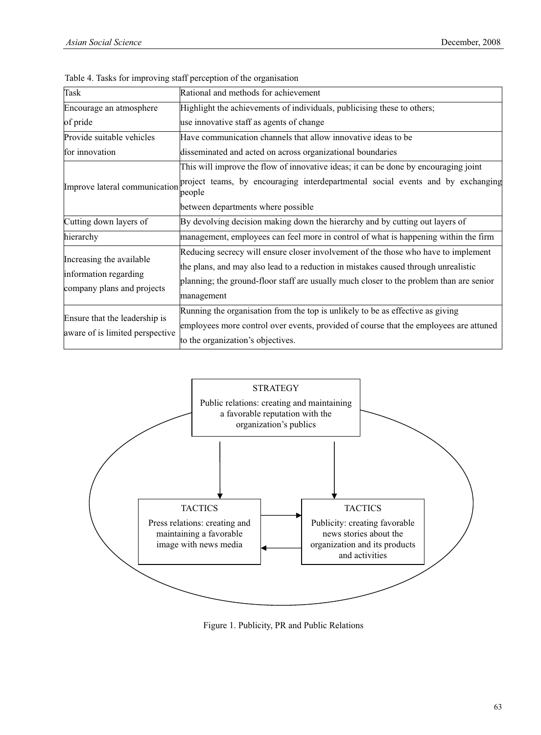Table 4. Tasks for improving staff perception of the organisation

| Task | Rational and methods for achievement |
|---|---|
| Encourage an atmosphere of pride | Highlight the achievements of individuals, publicising these to others; use innovative staff as agents of change |
| Provide suitable vehicles for innovation | Have communication channels that allow innovative ideas to be disseminated and acted on across organizational boundaries |
| Improve lateral communication | This will improve the flow of innovative ideas; it can be done by encouraging joint project teams, by encouraging interdepartmental social events and by exchanging people between departments where possible |
| Cutting down layers of hierarchy | By devolving decision making down the hierarchy and by cutting out layers of management, employees can feel more in control of what is happening within the firm |
| Increasing the available information regarding company plans and projects | Reducing secrecy will ensure closer involvement of the those who have to implement the plans, and may also lead to a reduction in mistakes caused through unrealistic planning; the ground-floor staff are usually much closer to the problem than are senior management |
| Ensure that the leadership is aware of is limited perspective | Running the organisation from the top is unlikely to be as effective as giving employees more control over events, provided of course that the employees are attuned to the organization's objectives. |

STRATEGY

Public relations: creating and maintaining a favorable reputation with the organization's publics

TACTICS

Press relations: creating and maintaining a favorable image with news media

TACTICS

Publicity: creating favorable news stories about the organization and its products and activities

Figure 1. Publicity, PR and Public Relations